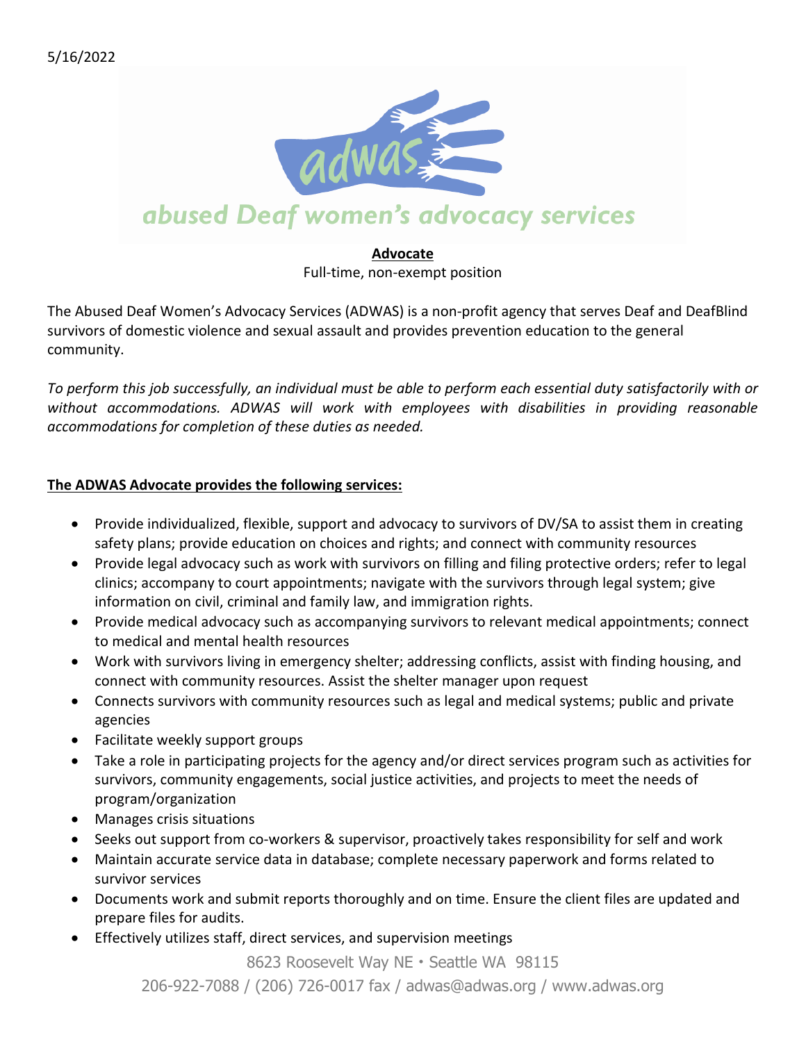5/16/2022

abused Deaf women's advocacy services

**Advocate**

Full-time, non-exempt position

The Abused Deaf Women's Advocacy Services (ADWAS) is a non-profit agency that serves Deaf and DeafBlind survivors of domestic violence and sexual assault and provides prevention education to the general community.

*To perform this job successfully, an individual must be able to perform each essential duty satisfactorily with or without accommodations. ADWAS will work with employees with disabilities in providing reasonable accommodations for completion of these duties as needed.*

**The ADWAS Advocate provides the following services:**

- Provide individualized, flexible, support and advocacy to survivors of DV/SA to assist them in creating safety plans; provide education on choices and rights; and connect with community resources
- Provide legal advocacy such as work with survivors on filling and filing protective orders; refer to legal clinics; accompany to court appointments; navigate with the survivors through legal system; give information on civil, criminal and family law, and immigration rights.
- Provide medical advocacy such as accompanying survivors to relevant medical appointments; connect to medical and mental health resources
- Work with survivors living in emergency shelter; addressing conflicts, assist with finding housing, and connect with community resources. Assist the shelter manager upon request
- Connects survivors with community resources such as legal and medical systems; public and private agencies
- Facilitate weekly support groups
- Take a role in participating projects for the agency and/or direct services program such as activities for survivors, community engagements, social justice activities, and projects to meet the needs of program/organization
- Manages crisis situations
- Seeks out support from co-workers & supervisor, proactively takes responsibility for self and work
- Maintain accurate service data in database; complete necessary paperwork and forms related to survivor services
- Documents work and submit reports thoroughly and on time. Ensure the client files are updated and prepare files for audits.
- Effectively utilizes staff, direct services, and supervision meetings

8623 Roosevelt Way NE • Seattle WA 98115

206-922-7088 / (206) 726-0017 fax / adwas@adwas.org / www.adwas.org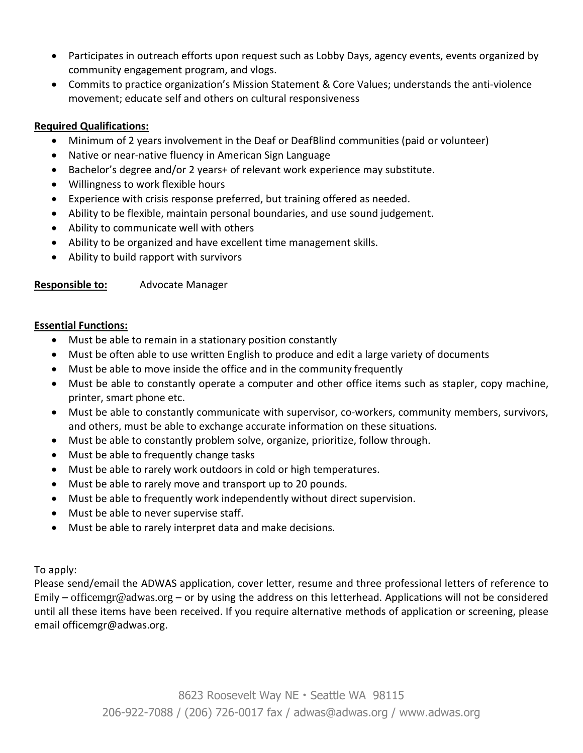- Participates in outreach efforts upon request such as Lobby Days, agency events, events organized by community engagement program, and vlogs.
- Commits to practice organization's Mission Statement & Core Values; understands the anti-violence movement; educate self and others on cultural responsiveness

**Required Qualifications:**

- Minimum of 2 years involvement in the Deaf or DeafBlind communities (paid or volunteer)
- Native or near-native fluency in American Sign Language
- Bachelor's degree and/or 2 years+ of relevant work experience may substitute.
- Willingness to work flexible hours
- Experience with crisis response preferred, but training offered as needed.
- Ability to be flexible, maintain personal boundaries, and use sound judgement.
- Ability to communicate well with others
- Ability to be organized and have excellent time management skills.
- Ability to build rapport with survivors

**Responsible to:** Advocate Manager

**Essential Functions:**

- Must be able to remain in a stationary position constantly
- Must be often able to use written English to produce and edit a large variety of documents
- Must be able to move inside the office and in the community frequently
- Must be able to constantly operate a computer and other office items such as stapler, copy machine, printer, smart phone etc.
- Must be able to constantly communicate with supervisor, co-workers, community members, survivors, and others, must be able to exchange accurate information on these situations.
- Must be able to constantly problem solve, organize, prioritize, follow through.
- Must be able to frequently change tasks
- Must be able to rarely work outdoors in cold or high temperatures.
- Must be able to rarely move and transport up to 20 pounds.
- Must be able to frequently work independently without direct supervision.
- Must be able to never supervise staff.
- Must be able to rarely interpret data and make decisions.

To apply:
Please send/email the ADWAS application, cover letter, resume and three professional letters of reference to Emily – officemgr@adwas.org – or by using the address on this letterhead. Applications will not be considered until all these items have been received. If you require alternative methods of application or screening, please email officemgr@adwas.org.

8623 Roosevelt Way NE • Seattle WA 98115
206-922-7088 / (206) 726-0017 fax / adwas@adwas.org / www.adwas.org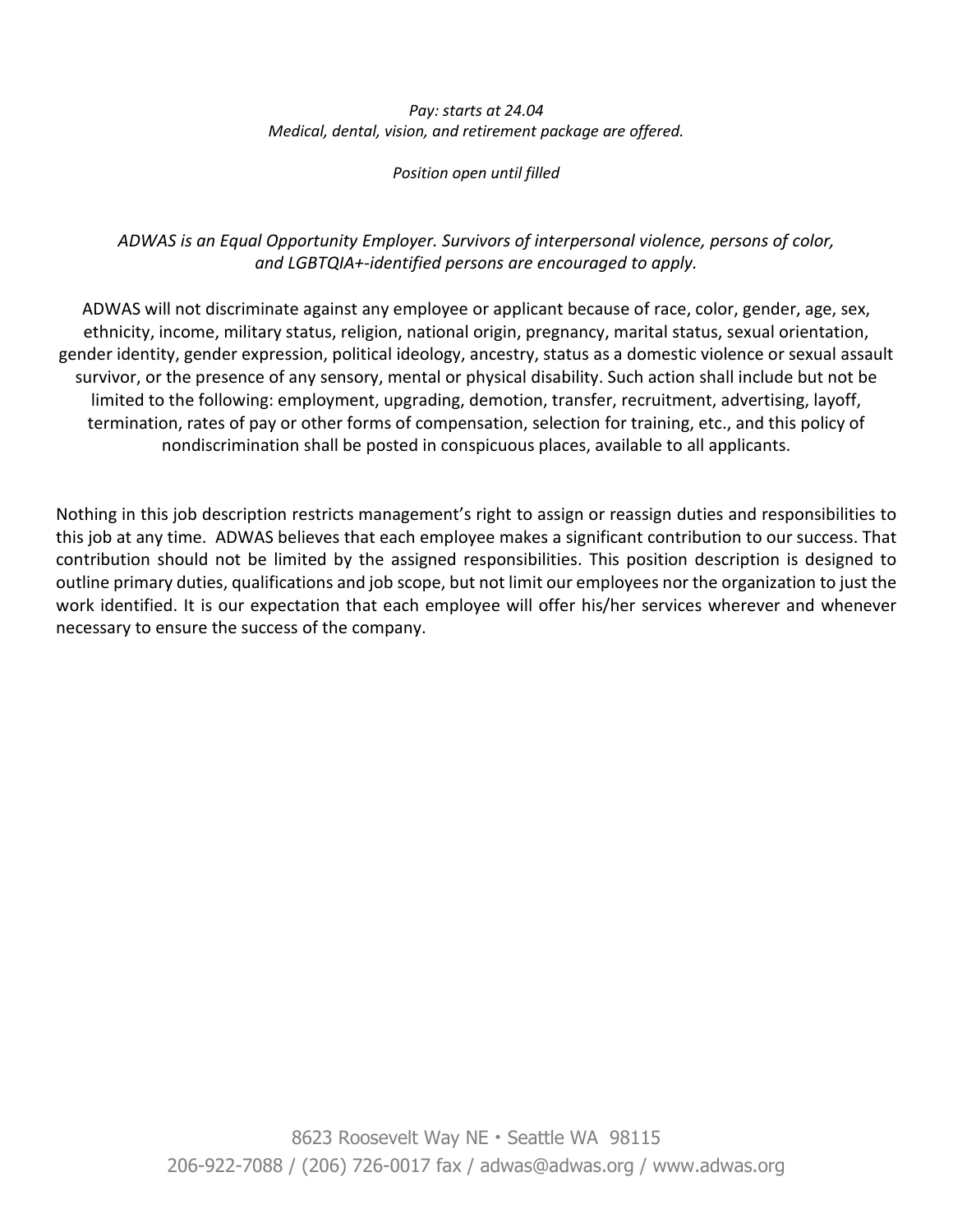*Pay: starts at 24.04*
*Medical, dental, vision, and retirement package are offered.*

*Position open until filled*

*ADWAS is an Equal Opportunity Employer. Survivors of interpersonal violence, persons of color, and LGBTQIA+-identified persons are encouraged to apply.*

ADWAS will not discriminate against any employee or applicant because of race, color, gender, age, sex, ethnicity, income, military status, religion, national origin, pregnancy, marital status, sexual orientation, gender identity, gender expression, political ideology, ancestry, status as a domestic violence or sexual assault survivor, or the presence of any sensory, mental or physical disability. Such action shall include but not be limited to the following: employment, upgrading, demotion, transfer, recruitment, advertising, layoff, termination, rates of pay or other forms of compensation, selection for training, etc., and this policy of nondiscrimination shall be posted in conspicuous places, available to all applicants.

Nothing in this job description restricts management's right to assign or reassign duties and responsibilities to this job at any time. ADWAS believes that each employee makes a significant contribution to our success. That contribution should not be limited by the assigned responsibilities. This position description is designed to outline primary duties, qualifications and job scope, but not limit our employees nor the organization to just the work identified. It is our expectation that each employee will offer his/her services wherever and whenever necessary to ensure the success of the company.

8623 Roosevelt Way NE • Seattle WA 98115
206-922-7088 / (206) 726-0017 fax / adwas@adwas.org / www.adwas.org